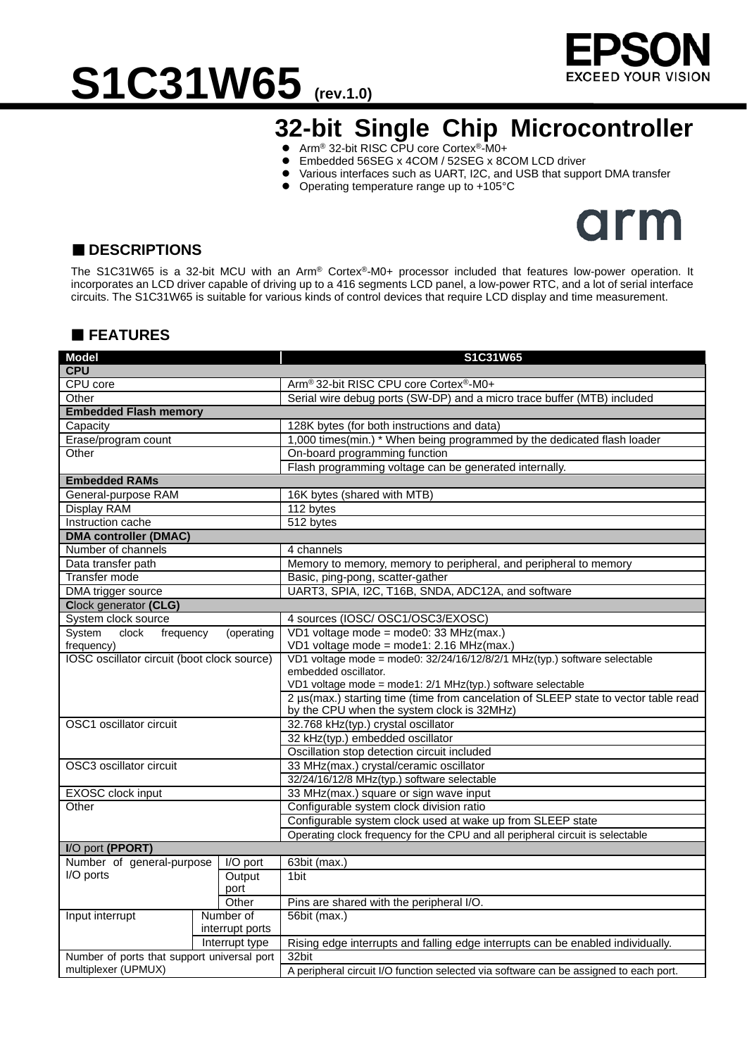# S1C31W65 (rev.1.0)

## 32-bit Single Chip Microcontroller

- Arm® 32-bit RISC CPU core Cortex®-M0+
- Embedded 56SEG x 4COM / 52SEG x 8COM LCD driver
- Various interfaces such as UART, I2C, and USB that support DMA transfer
- Operating temperature range up to +105°C

## ■ DESCRIPTIONS

The S1C31W65 is a 32-bit MCU with an Arm® Cortex®-M0+ processor included that features low-power operation. It incorporates an LCD driver capable of driving up to a 416 segments LCD panel, a low-power RTC, and a lot of serial interface circuits. The S1C31W65 is suitable for various kinds of control devices that require LCD display and time measurement.

## ■ FEATURES

| Model | | | S1C31W65 |
|---|---|---|---|
| **CPU** | | | |
| CPU core | | | Arm® 32-bit RISC CPU core Cortex®-M0+ |
| Other | | | Serial wire debug ports (SW-DP) and a micro trace buffer (MTB) included |
| **Embedded Flash memory** | | | |
| Capacity | | | 128K bytes (for both instructions and data) |
| Erase/program count | | | 1,000 times(min.) * When being programmed by the dedicated flash loader |
| Other | | | On-board programming function |
| | | | Flash programming voltage can be generated internally. |
| **Embedded RAMs** | | | |
| General-purpose RAM | | | 16K bytes (shared with MTB) |
| Display RAM | | | 112 bytes |
| Instruction cache | | | 512 bytes |
| **DMA controller (DMAC)** | | | |
| Number of channels | | | 4 channels |
| Data transfer path | | | Memory to memory, memory to peripheral, and peripheral to memory |
| Transfer mode | | | Basic, ping-pong, scatter-gather |
| DMA trigger source | | | UART3, SPIA, I2C, T16B, SNDA, ADC12A, and software |
| **Clock generator (CLG)** | | | |
| System clock source | | | 4 sources (IOSC/ OSC1/OSC3/EXOSC) |
| System clock frequency (operating frequency) | | | VD1 voltage mode = mode0: 33 MHz(max.)<br>VD1 voltage mode = mode1: 2.16 MHz(max.) |
| IOSC oscillator circuit (boot clock source) | | | VD1 voltage mode = mode0: 32/24/16/12/8/2/1 MHz(typ.) software selectable embedded oscillator.<br>VD1 voltage mode = mode1: 2/1 MHz(typ.) software selectable |
| | | | 2 µs(max.) starting time (time from cancelation of SLEEP state to vector table read by the CPU when the system clock is 32MHz) |
| OSC1 oscillator circuit | | | 32.768 kHz(typ.) crystal oscillator |
| | | | 32 kHz(typ.) embedded oscillator |
| | | | Oscillation stop detection circuit included |
| OSC3 oscillator circuit | | | 33 MHz(max.) crystal/ceramic oscillator |
| | | | 32/24/16/12/8 MHz(typ.) software selectable |
| EXOSC clock input | | | 33 MHz(max.) square or sign wave input |
| Other | | | Configurable system clock division ratio |
| | | | Configurable system clock used at wake up from SLEEP state |
| | | | Operating clock frequency for the CPU and all peripheral circuit is selectable |
| **I/O port (PPORT)** | | | |
| Number of general-purpose I/O ports | | I/O port | 63bit (max.) |
| | | Output port | 1bit |
| | | Other | Pins are shared with the peripheral I/O. |
| Input interrupt | Number of interrupt ports | | 56bit (max.) |
| | Interrupt type | | Rising edge interrupts and falling edge interrupts can be enabled individually. |
| Number of ports that support universal port multiplexer (UPMUX) | | | 32bit |
| | | | A peripheral circuit I/O function selected via software can be assigned to each port. |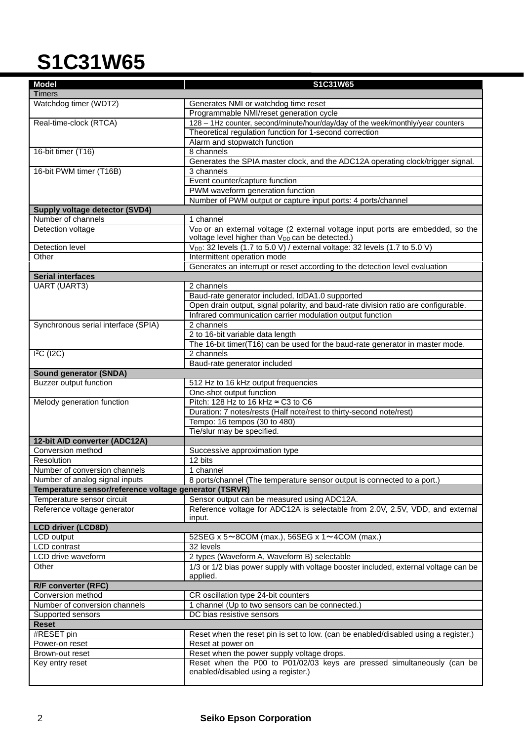# S1C31W65

| Model | S1C31W65 |
|---|---|
| **Timers** | |
| Watchdog timer (WDT2) | Generates NMI or watchdog time reset |
| | Programmable NMI/reset generation cycle |
| Real-time-clock (RTCA) | 128 – 1Hz counter, second/minute/hour/day/day of the week/monthly/year counters |
| | Theoretical regulation function for 1-second correction |
| | Alarm and stopwatch function |
| 16-bit timer (T16) | 8 channels |
| | Generates the SPIA master clock, and the ADC12A operating clock/trigger signal. |
| 16-bit PWM timer (T16B) | 3 channels |
| | Event counter/capture function |
| | PWM waveform generation function |
| | Number of PWM output or capture input ports: 4 ports/channel |
| **Supply voltage detector (SVD4)** | |
| Number of channels | 1 channel |
| Detection voltage | $V_{DD}$ or an external voltage (2 external voltage input ports are embedded, so the voltage level higher than $V_{DD}$ can be detected.) |
| Detection level | $V_{DD}$: 32 levels (1.7 to 5.0 V) / external voltage: 32 levels (1.7 to 5.0 V) |
| Other | Intermittent operation mode |
| | Generates an interrupt or reset according to the detection level evaluation |
| **Serial interfaces** | |
| UART (UART3) | 2 channels |
| | Baud-rate generator included, IdDA1.0 supported |
| | Open drain output, signal polarity, and baud-rate division ratio are configurable. |
| | Infrared communication carrier modulation output function |
| Synchronous serial interface (SPIA) | 2 channels |
| | 2 to 16-bit variable data length |
| | The 16-bit timer(T16) can be used for the baud-rate generator in master mode. |
| I2C (I2C) | 2 channels |
| | Baud-rate generator included |
| **Sound generator (SNDA)** | |
| Buzzer output function | 512 Hz to 16 kHz output frequencies |
| | One-shot output function |
| Melody generation function | Pitch: 128 Hz to 16 kHz ≈ C3 to C6 |
| | Duration: 7 notes/rests (Half note/rest to thirty-second note/rest) |
| | Tempo: 16 tempos (30 to 480) |
| | Tie/slur may be specified. |
| **12-bit A/D converter (ADC12A)** | |
| Conversion method | Successive approximation type |
| Resolution | 12 bits |
| Number of conversion channels | 1 channel |
| Number of analog signal inputs | 8 ports/channel (The temperature sensor output is connected to a port.) |
| **Temperature sensor/reference voltage generator (TSRVR)** | |
| Temperature sensor circuit | Sensor output can be measured using ADC12A. |
| Reference voltage generator | Reference voltage for ADC12A is selectable from 2.0V, 2.5V, VDD, and external input. |
| **LCD driver (LCD8D)** | |
| LCD output | 52SEG x 5～8COM (max.), 56SEG x 1～4COM (max.) |
| LCD contrast | 32 levels |
| LCD drive waveform | 2 types (Waveform A, Waveform B) selectable |
| Other | 1/3 or 1/2 bias power supply with voltage booster included, external voltage can be applied. |
| **R/F converter (RFC)** | |
| Conversion method | CR oscillation type 24-bit counters |
| Number of conversion channels | 1 channel (Up to two sensors can be connected.) |
| Supported sensors | DC bias resistive sensors |
| **Reset** | |
| #RESET pin | Reset when the reset pin is set to low. (can be enabled/disabled using a register.) |
| Power-on reset | Reset at power on |
| Brown-out reset | Reset when the power supply voltage drops. |
| Key entry reset | Reset when the P00 to P01/02/03 keys are pressed simultaneously (can be enabled/disabled using a register.) |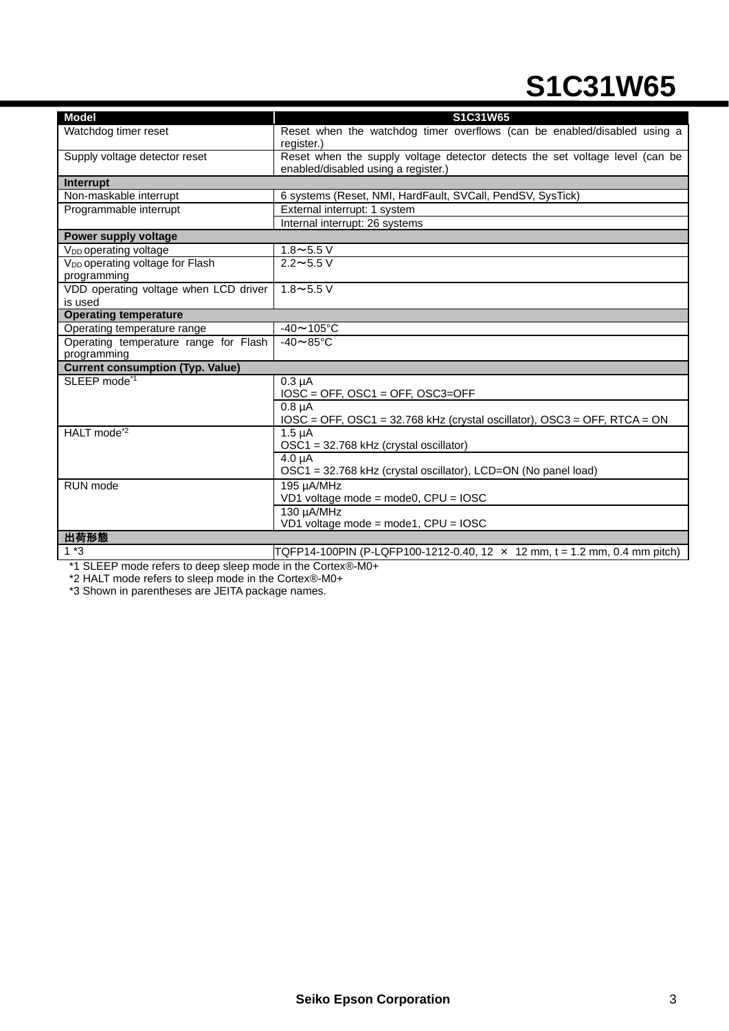| Model | S1C31W65 |
|---|---|
| Watchdog timer reset | Reset when the watchdog timer overflows (can be enabled/disabled using a register.) |
| Supply voltage detector reset | Reset when the supply voltage detector detects the set voltage level (can be enabled/disabled using a register.) |
| **Interrupt** | |
| Non-maskable interrupt | 6 systems (Reset, NMI, HardFault, SVCall, PendSV, SysTick) |
| Programmable interrupt | External interrupt: 1 system |
| | Internal interrupt: 26 systems |
| **Power supply voltage** | |
| $V_{DD}$ operating voltage | 1.8～5.5 V |
| $V_{DD}$ operating voltage for Flash programming | 2.2～5.5 V |
| VDD operating voltage when LCD driver is used | 1.8～5.5 V |
| **Operating temperature** | |
| Operating temperature range | -40～105°C |
| Operating temperature range for Flash programming | -40～85°C |
| **Current consumption (Typ. Value)** | |
| SLEEP mode*1 | 0.3 µA<br>IOSC = OFF, OSC1 = OFF, OSC3=OFF |
| | 0.8 µA<br>IOSC = OFF, OSC1 = 32.768 kHz (crystal oscillator), OSC3 = OFF, RTCA = ON |
| HALT mode*2 | 1.5 µA<br>OSC1 = 32.768 kHz (crystal oscillator) |
| | 4.0 µA<br>OSC1 = 32.768 kHz (crystal oscillator), LCD=ON (No panel load) |
| RUN mode | 195 µA/MHz<br>VD1 voltage mode = mode0, CPU = IOSC |
| | 130 µA/MHz<br>VD1 voltage mode = mode1, CPU = IOSC |
| **出荷形態** | |
| 1 *3 | TQFP14-100PIN (P-LQFP100-1212-0.40, 12 × 12 mm, t = 1.2 mm, 0.4 mm pitch) |

*1 SLEEP mode refers to deep sleep mode in the Cortex®-M0+
*2 HALT mode refers to sleep mode in the Cortex®-M0+
*3 Shown in parentheses are JEITA package names.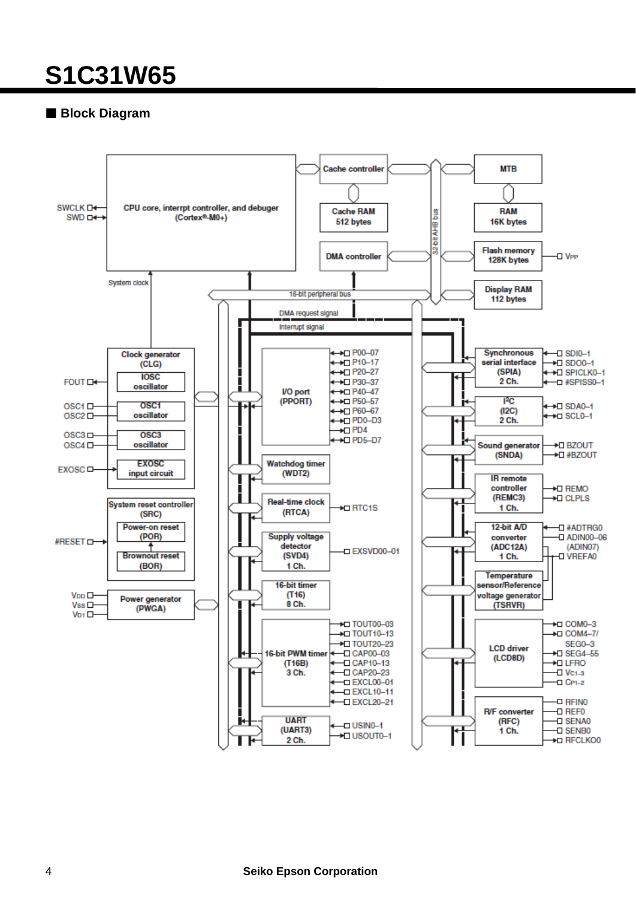## ■ Block Diagram

- **CPU core, interrpt controller, and debuger (Cortex®-M0+)** — SWCLK, SWD
- **Cache controller**
- **Cache RAM** 512 bytes
- **DMA controller**
- **MTB**
- **RAM** 16K bytes
- **Flash memory** 128K bytes — VPP
- **Display RAM** 112 bytes
- 32-bit AHB bus
- System clock
- 16-bit peripheral bus
- DMA request signal
- Interrupt signal
- **Clock generator (CLG)**
  - IOSC oscillator — FOUT
  - OSC1 oscillator — OSC1, OSC2
  - OSC3 oscillator — OSC3, OSC4
  - EXOSC input circuit — EXOSC
- **System reset controller (SRC)** — #RESET
  - Power-on reset (POR)
  - Brownout reset (BOR)
- **Power generator (PWGA)** — VDD, VSS, VD1
- **I/O port (PPORT)** — P00–07, P10–17, P20–27, P30–37, P40–47, P50–57, P60–67, PD0–D3, PD4, PD5–D7
- **Watchdog timer (WDT2)**
- **Real-time clock (RTCA)** — RTC1S
- **Supply voltage detector (SVD4)** 1 Ch. — EXSVD00–01
- **16-bit timer (T16)** 8 Ch.
- **16-bit PWM timer (T16B)** 3 Ch. — TOUT00–03, TOUT10–13, TOUT20–23, CAP00–03, CAP10–13, CAP20–23, EXCL00–01, EXCL10–11, EXCL20–21
- **UART (UART3)** 2 Ch. — USIN0–1, USOUT0–1
- **Synchronous serial interface (SPIA)** 2 Ch. — SDI0–1, SDO0–1, SPICLK0–1, #SPISS0–1
- **I²C (I2C)** 2 Ch. — SDA0–1, SCL0–1
- **Sound generator (SNDA)** — BZOUT, #BZOUT
- **IR remote controller (REMC3)** 1 Ch. — REMO, CLPLS
- **12-bit A/D converter (ADC12A)** 1 Ch. — #ADTRG0, ADIN00–06 (ADIN07), VREFA0
- **Temperature sensor/Reference voltage generator (TSRVR)**
- **LCD driver (LCD8D)** — COM0–3, COM4–7/ SEG0–3, SEG4–55, LFRO, VC1–3, CP1–2
- **R/F converter (RFC)** 1 Ch. — RFIN0, REF0, SENA0, SENB0, RFCLKO0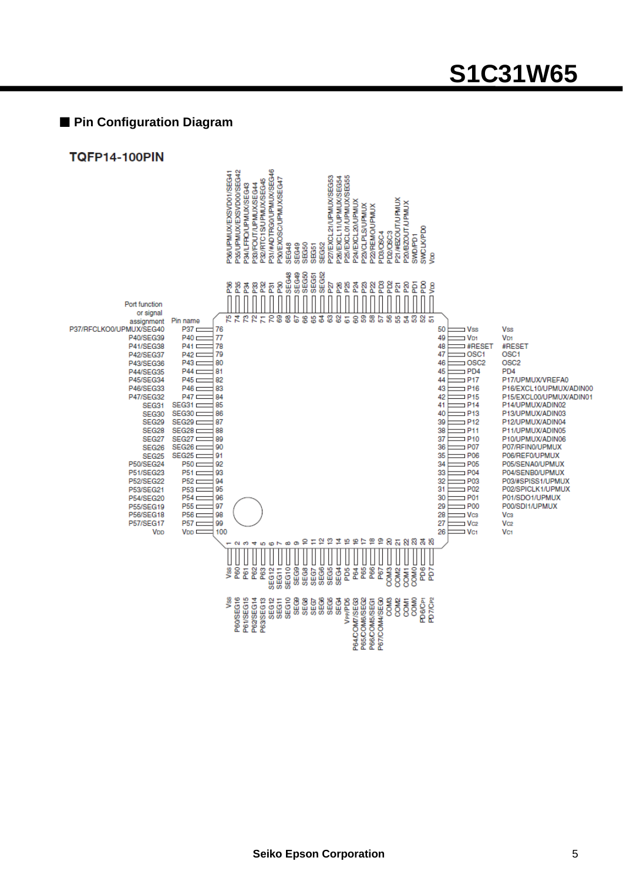## ■ Pin Configuration Diagram

### TQFP14-100PIN

| Pin No. | Pin name | Port function or signal assignment |
|---|---|---|
| 1 | VSS | VSS |
| 2 | P60 | P60/SEG16 |
| 3 | P61 | P61/SEG15 |
| 4 | P62 | P62/SEG14 |
| 5 | P63 | P63/SEG13 |
| 6 | SEG12 | SEG12 |
| 7 | SEG11 | SEG11 |
| 8 | SEG10 | SEG10 |
| 9 | SEG9 | SEG9 |
| 10 | SEG8 | SEG8 |
| 11 | SEG7 | SEG7 |
| 12 | SEG6 | SEG6 |
| 13 | SEG5 | SEG5 |
| 14 | SEG4 | SEG4 |
| 15 | PD5 | VPP/PD5 |
| 16 | P64 | P64/COM7/SEG3 |
| 17 | P65 | P65/COM6/SEG2 |
| 18 | P66 | P66/COM5/SEG1 |
| 19 | P67 | P67/COM4/SEG0 |
| 20 | COM3 | COM3 |
| 21 | COM2 | COM2 |
| 22 | COM1 | COM1 |
| 23 | COM0 | COM0 |
| 24 | PD6 | PD6/CP1 |
| 25 | PD7 | PD7/CP2 |
| 26 | VC1 | VC1 |
| 27 | VC2 | VC2 |
| 28 | VC3 | VC3 |
| 29 | P00 | P00/SDI1/UPMUX |
| 30 | P01 | P01/SDO1/UPMUX |
| 31 | P02 | P02/SPICLK1/UPMUX |
| 32 | P03 | P03/#SPISS1/UPMUX |
| 33 | P04 | P04/SENB0/UPMUX |
| 34 | P05 | P05/SENA0/UPMUX |
| 35 | P06 | P06/REF0/UPMUX |
| 36 | P07 | P07/RFIN0/UPMUX |
| 37 | P10 | P10/UPMUX/ADIN06 |
| 38 | P11 | P11/UPMUX/ADIN05 |
| 39 | P12 | P12/UPMUX/ADIN04 |
| 40 | P13 | P13/UPMUX/ADIN03 |
| 41 | P14 | P14/UPMUX/ADIN02 |
| 42 | P15 | P15/EXCL00/UPMUX/ADIN01 |
| 43 | P16 | P16/EXCL10/UPMUX/ADIN00 |
| 44 | P17 | P17/UPMUX/VREFA0 |
| 45 | PD4 | PD4 |
| 46 | OSC2 | OSC2 |
| 47 | OSC1 | OSC1 |
| 48 | #RESET | #RESET |
| 49 | VD1 | VD1 |
| 50 | VSS | VSS |
| 51 | VDD | VDD |
| 52 | PD0 | SWCLK/PD0 |
| 53 | PD1 | SWD/PD1 |
| 54 | P20 | P20/BZOUT/UPMUX |
| 55 | P21 | P21/#BZOUT/UPMUX |
| 56 | PD2 | PD2/OSC3 |
| 57 | PD3 | PD3/OSC4 |
| 58 | P22 | P22/REMO/UPMUX |
| 59 | P23 | P23/CLPLS/UPMUX |
| 60 | P24 | P24/EXCL20/UPMUX |
| 61 | P25 | P25/EXCL01/UPMUX/SEG55 |
| 62 | P26 | P26/EXCL11/UPMUX/SEG54 |
| 63 | P27 | P27/EXCL21/UPMUX/SEG53 |
| 64 | SEG52 | SEG52 |
| 65 | SEG51 | SEG51 |
| 66 | SEG50 | SEG50 |
| 67 | SEG49 | SEG49 |
| 68 | SEG48 | SEG48 |
| 69 | P30 | P30/EXOSC/UPMUX/SEG47 |
| 70 | P31 | P31/#ADTRG0/UPMUX/SEG46 |
| 71 | P32 | P32/RTC1S/UPMUX/SEG45 |
| 72 | P33 | P33/FOUT/UPMUX/SEG44 |
| 73 | P34 | P34/LFRO/UPMUX/SEG43 |
| 74 | P35 | P35/UPMUX/EXSVD00/SEG42 |
| 75 | P36 | P36/UPMUX/EXSVD01/SEG41 |
| 76 | P37 | P37/RFCLKO0/UPMUX/SEG40 |
| 77 | P40 | P40/SEG39 |
| 78 | P41 | P41/SEG38 |
| 79 | P42 | P42/SEG37 |
| 80 | P43 | P43/SEG36 |
| 81 | P44 | P44/SEG35 |
| 82 | P45 | P45/SEG34 |
| 83 | P46 | P46/SEG33 |
| 84 | P47 | P47/SEG32 |
| 85 | SEG31 | SEG31 |
| 86 | SEG30 | SEG30 |
| 87 | SEG29 | SEG29 |
| 88 | SEG28 | SEG28 |
| 89 | SEG27 | SEG27 |
| 90 | SEG26 | SEG26 |
| 91 | SEG25 | SEG25 |
| 92 | P50 | P50/SEG24 |
| 93 | P51 | P51/SEG23 |
| 94 | P52 | P52/SEG22 |
| 95 | P53 | P53/SEG21 |
| 96 | P54 | P54/SEG20 |
| 97 | P55 | P55/SEG19 |
| 98 | P56 | P56/SEG18 |
| 99 | P57 | P57/SEG17 |
| 100 | VDD | VDD |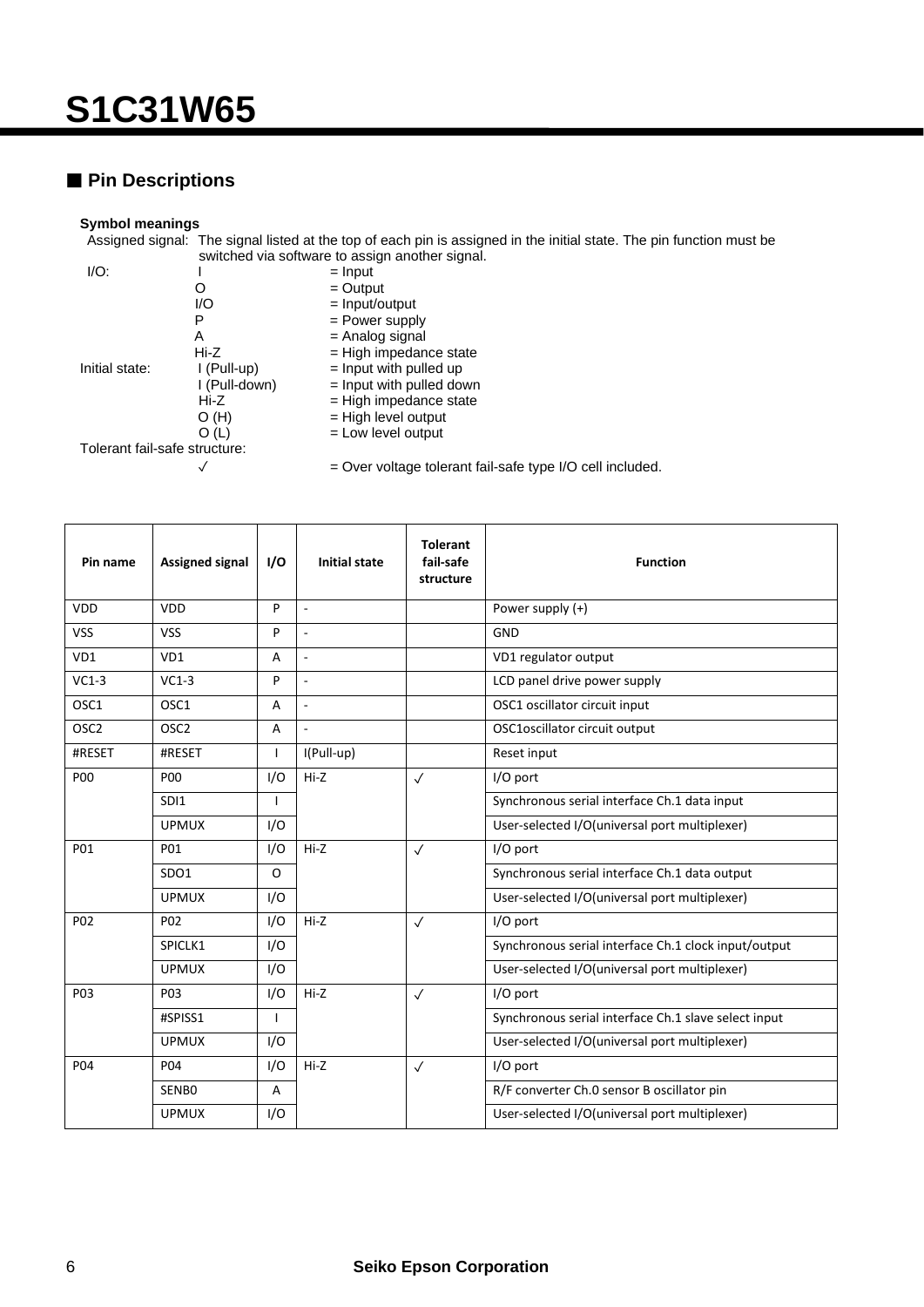# S1C31W65

## ■ Pin Descriptions

**Symbol meanings**

Assigned signal: The signal listed at the top of each pin is assigned in the initial state. The pin function must be switched via software to assign another signal.

I/O:
- I = Input
- O = Output
- I/O = Input/output
- P = Power supply
- A = Analog signal
- Hi-Z = High impedance state

Initial state:
- I (Pull-up) = Input with pulled up
- I (Pull-down) = Input with pulled down
- Hi-Z = High impedance state
- O (H) = High level output
- O (L) = Low level output

Tolerant fail-safe structure:
- ✓ = Over voltage tolerant fail-safe type I/O cell included.

| Pin name | Assigned signal | I/O | Initial state | Tolerant fail-safe structure | Function |
|---|---|---|---|---|---|
| VDD | VDD | P | - | | Power supply (+) |
| VSS | VSS | P | - | | GND |
| VD1 | VD1 | A | - | | VD1 regulator output |
| VC1-3 | VC1-3 | P | - | | LCD panel drive power supply |
| OSC1 | OSC1 | A | - | | OSC1 oscillator circuit input |
| OSC2 | OSC2 | A | - | | OSC1oscillator circuit output |
| #RESET | #RESET | I | I(Pull-up) | | Reset input |
| P00 | P00 | I/O | Hi-Z | ✓ | I/O port |
| | SDI1 | I | | | Synchronous serial interface Ch.1 data input |
| | UPMUX | I/O | | | User-selected I/O(universal port multiplexer) |
| P01 | P01 | I/O | Hi-Z | ✓ | I/O port |
| | SDO1 | O | | | Synchronous serial interface Ch.1 data output |
| | UPMUX | I/O | | | User-selected I/O(universal port multiplexer) |
| P02 | P02 | I/O | Hi-Z | ✓ | I/O port |
| | SPICLK1 | I/O | | | Synchronous serial interface Ch.1 clock input/output |
| | UPMUX | I/O | | | User-selected I/O(universal port multiplexer) |
| P03 | P03 | I/O | Hi-Z | ✓ | I/O port |
| | #SPISS1 | I | | | Synchronous serial interface Ch.1 slave select input |
| | UPMUX | I/O | | | User-selected I/O(universal port multiplexer) |
| P04 | P04 | I/O | Hi-Z | ✓ | I/O port |
| | SENB0 | A | | | R/F converter Ch.0 sensor B oscillator pin |
| | UPMUX | I/O | | | User-selected I/O(universal port multiplexer) |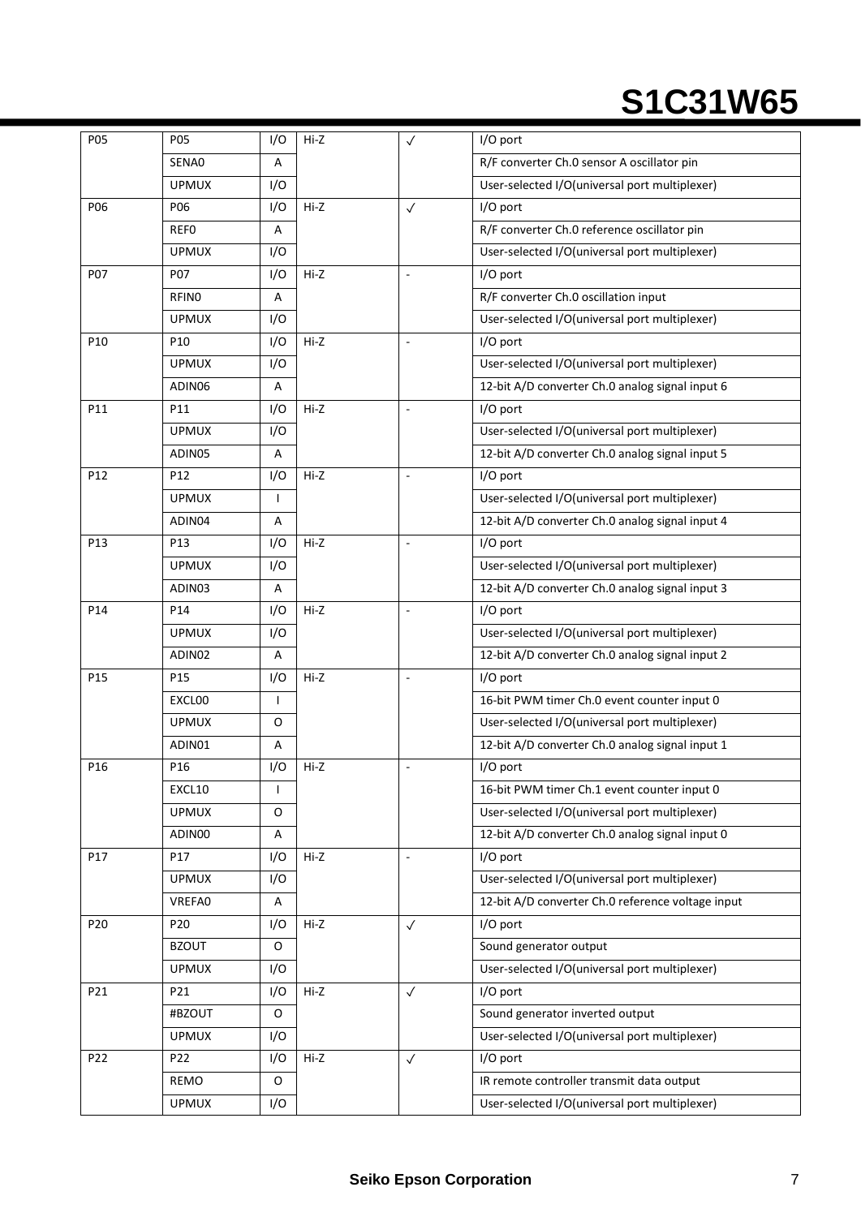| | | | | | |
|---|---|---|---|---|---|
| P05 | P05 | I/O | Hi-Z | ✓ | I/O port |
| | SENA0 | A | | | R/F converter Ch.0 sensor A oscillator pin |
| | UPMUX | I/O | | | User-selected I/O(universal port multiplexer) |
| P06 | P06 | I/O | Hi-Z | ✓ | I/O port |
| | REF0 | A | | | R/F converter Ch.0 reference oscillator pin |
| | UPMUX | I/O | | | User-selected I/O(universal port multiplexer) |
| P07 | P07 | I/O | Hi-Z | - | I/O port |
| | RFIN0 | A | | | R/F converter Ch.0 oscillation input |
| | UPMUX | I/O | | | User-selected I/O(universal port multiplexer) |
| P10 | P10 | I/O | Hi-Z | - | I/O port |
| | UPMUX | I/O | | | User-selected I/O(universal port multiplexer) |
| | ADIN06 | A | | | 12-bit A/D converter Ch.0 analog signal input 6 |
| P11 | P11 | I/O | Hi-Z | - | I/O port |
| | UPMUX | I/O | | | User-selected I/O(universal port multiplexer) |
| | ADIN05 | A | | | 12-bit A/D converter Ch.0 analog signal input 5 |
| P12 | P12 | I/O | Hi-Z | - | I/O port |
| | UPMUX | I | | | User-selected I/O(universal port multiplexer) |
| | ADIN04 | A | | | 12-bit A/D converter Ch.0 analog signal input 4 |
| P13 | P13 | I/O | Hi-Z | - | I/O port |
| | UPMUX | I/O | | | User-selected I/O(universal port multiplexer) |
| | ADIN03 | A | | | 12-bit A/D converter Ch.0 analog signal input 3 |
| P14 | P14 | I/O | Hi-Z | - | I/O port |
| | UPMUX | I/O | | | User-selected I/O(universal port multiplexer) |
| | ADIN02 | A | | | 12-bit A/D converter Ch.0 analog signal input 2 |
| P15 | P15 | I/O | Hi-Z | - | I/O port |
| | EXCL00 | I | | | 16-bit PWM timer Ch.0 event counter input 0 |
| | UPMUX | O | | | User-selected I/O(universal port multiplexer) |
| | ADIN01 | A | | | 12-bit A/D converter Ch.0 analog signal input 1 |
| P16 | P16 | I/O | Hi-Z | - | I/O port |
| | EXCL10 | I | | | 16-bit PWM timer Ch.1 event counter input 0 |
| | UPMUX | O | | | User-selected I/O(universal port multiplexer) |
| | ADIN00 | A | | | 12-bit A/D converter Ch.0 analog signal input 0 |
| P17 | P17 | I/O | Hi-Z | - | I/O port |
| | UPMUX | I/O | | | User-selected I/O(universal port multiplexer) |
| | VREFA0 | A | | | 12-bit A/D converter Ch.0 reference voltage input |
| P20 | P20 | I/O | Hi-Z | ✓ | I/O port |
| | BZOUT | O | | | Sound generator output |
| | UPMUX | I/O | | | User-selected I/O(universal port multiplexer) |
| P21 | P21 | I/O | Hi-Z | ✓ | I/O port |
| | #BZOUT | O | | | Sound generator inverted output |
| | UPMUX | I/O | | | User-selected I/O(universal port multiplexer) |
| P22 | P22 | I/O | Hi-Z | ✓ | I/O port |
| | REMO | O | | | IR remote controller transmit data output |
| | UPMUX | I/O | | | User-selected I/O(universal port multiplexer) |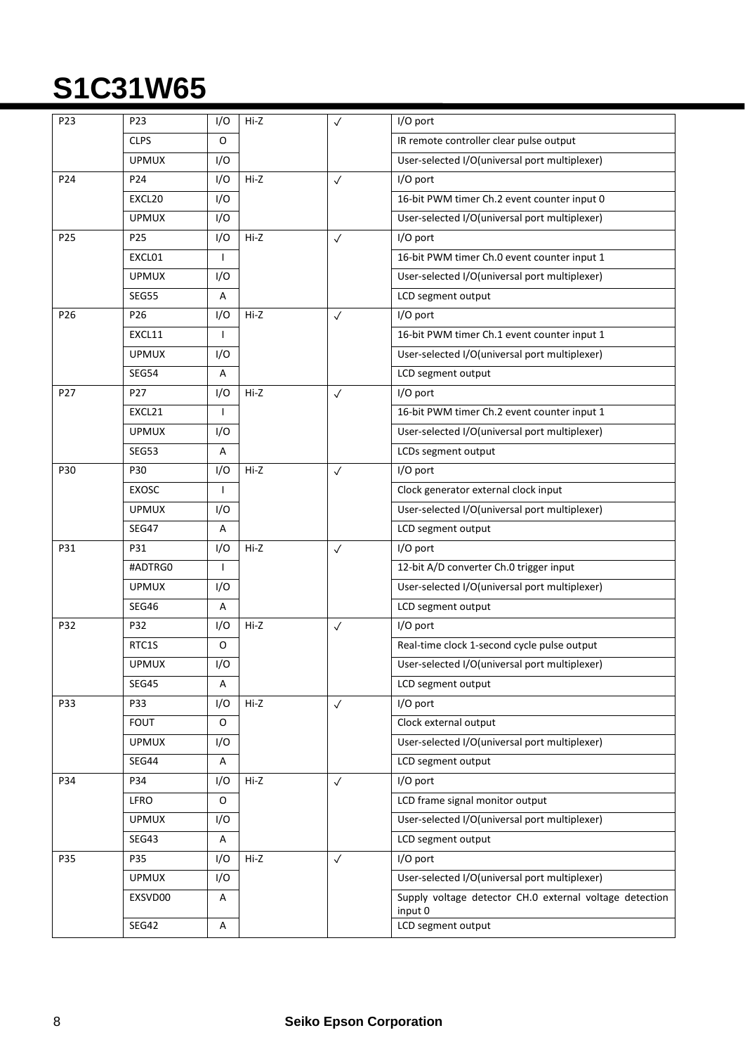# S1C31W65

| | | | | | |
|---|---|---|---|---|---|
| P23 | P23 | I/O | Hi-Z | ✓ | I/O port |
| | CLPS | O | | | IR remote controller clear pulse output |
| | UPMUX | I/O | | | User-selected I/O(universal port multiplexer) |
| P24 | P24 | I/O | Hi-Z | ✓ | I/O port |
| | EXCL20 | I/O | | | 16-bit PWM timer Ch.2 event counter input 0 |
| | UPMUX | I/O | | | User-selected I/O(universal port multiplexer) |
| P25 | P25 | I/O | Hi-Z | ✓ | I/O port |
| | EXCL01 | I | | | 16-bit PWM timer Ch.0 event counter input 1 |
| | UPMUX | I/O | | | User-selected I/O(universal port multiplexer) |
| | SEG55 | A | | | LCD segment output |
| P26 | P26 | I/O | Hi-Z | ✓ | I/O port |
| | EXCL11 | I | | | 16-bit PWM timer Ch.1 event counter input 1 |
| | UPMUX | I/O | | | User-selected I/O(universal port multiplexer) |
| | SEG54 | A | | | LCD segment output |
| P27 | P27 | I/O | Hi-Z | ✓ | I/O port |
| | EXCL21 | I | | | 16-bit PWM timer Ch.2 event counter input 1 |
| | UPMUX | I/O | | | User-selected I/O(universal port multiplexer) |
| | SEG53 | A | | | LCDs segment output |
| P30 | P30 | I/O | Hi-Z | ✓ | I/O port |
| | EXOSC | I | | | Clock generator external clock input |
| | UPMUX | I/O | | | User-selected I/O(universal port multiplexer) |
| | SEG47 | A | | | LCD segment output |
| P31 | P31 | I/O | Hi-Z | ✓ | I/O port |
| | #ADTRG0 | I | | | 12-bit A/D converter Ch.0 trigger input |
| | UPMUX | I/O | | | User-selected I/O(universal port multiplexer) |
| | SEG46 | A | | | LCD segment output |
| P32 | P32 | I/O | Hi-Z | ✓ | I/O port |
| | RTC1S | O | | | Real-time clock 1-second cycle pulse output |
| | UPMUX | I/O | | | User-selected I/O(universal port multiplexer) |
| | SEG45 | A | | | LCD segment output |
| P33 | P33 | I/O | Hi-Z | ✓ | I/O port |
| | FOUT | O | | | Clock external output |
| | UPMUX | I/O | | | User-selected I/O(universal port multiplexer) |
| | SEG44 | A | | | LCD segment output |
| P34 | P34 | I/O | Hi-Z | ✓ | I/O port |
| | LFRO | O | | | LCD frame signal monitor output |
| | UPMUX | I/O | | | User-selected I/O(universal port multiplexer) |
| | SEG43 | A | | | LCD segment output |
| P35 | P35 | I/O | Hi-Z | ✓ | I/O port |
| | UPMUX | I/O | | | User-selected I/O(universal port multiplexer) |
| | EXSVD00 | A | | | Supply voltage detector CH.0 external voltage detection input 0 |
| | SEG42 | A | | | LCD segment output |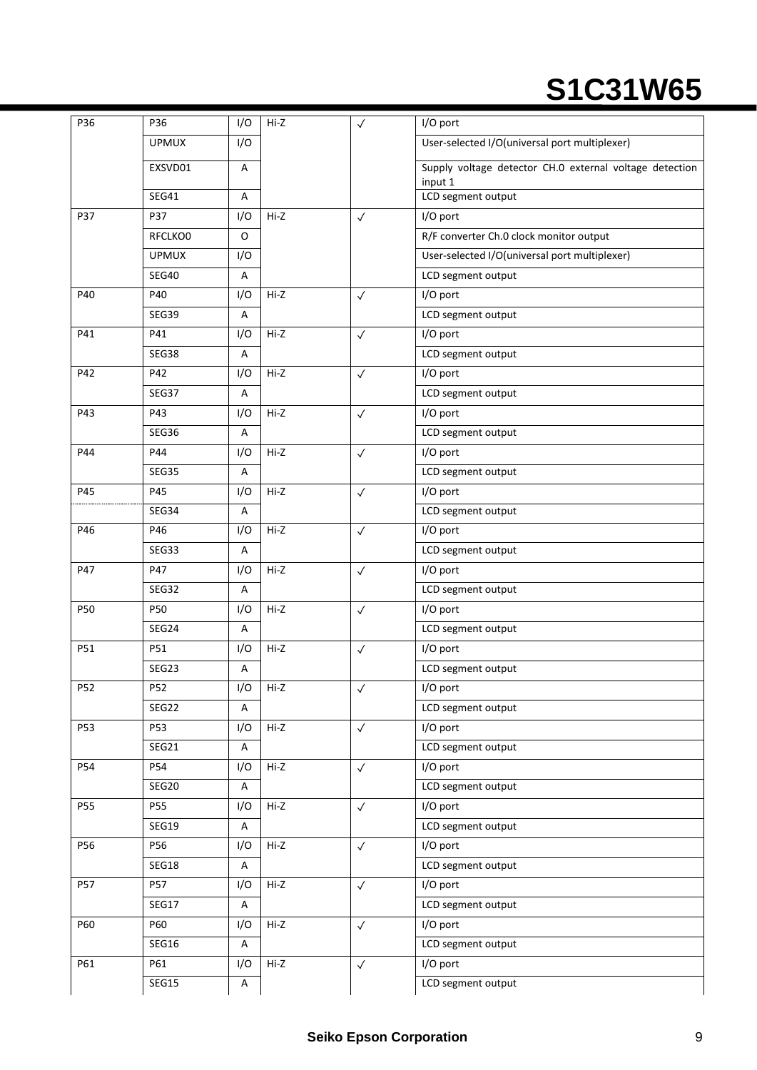| P36 | P36 | I/O | Hi-Z | ✓ | I/O port |
|---|---|---|---|---|---|
| | UPMUX | I/O | | | User-selected I/O(universal port multiplexer) |
| | EXSVD01 | A | | | Supply voltage detector CH.0 external voltage detection input 1 |
| | SEG41 | A | | | LCD segment output |
| P37 | P37 | I/O | Hi-Z | ✓ | I/O port |
| | RFCLKO0 | O | | | R/F converter Ch.0 clock monitor output |
| | UPMUX | I/O | | | User-selected I/O(universal port multiplexer) |
| | SEG40 | A | | | LCD segment output |
| P40 | P40 | I/O | Hi-Z | ✓ | I/O port |
| | SEG39 | A | | | LCD segment output |
| P41 | P41 | I/O | Hi-Z | ✓ | I/O port |
| | SEG38 | A | | | LCD segment output |
| P42 | P42 | I/O | Hi-Z | ✓ | I/O port |
| | SEG37 | A | | | LCD segment output |
| P43 | P43 | I/O | Hi-Z | ✓ | I/O port |
| | SEG36 | A | | | LCD segment output |
| P44 | P44 | I/O | Hi-Z | ✓ | I/O port |
| | SEG35 | A | | | LCD segment output |
| P45 | P45 | I/O | Hi-Z | ✓ | I/O port |
| | SEG34 | A | | | LCD segment output |
| P46 | P46 | I/O | Hi-Z | ✓ | I/O port |
| | SEG33 | A | | | LCD segment output |
| P47 | P47 | I/O | Hi-Z | ✓ | I/O port |
| | SEG32 | A | | | LCD segment output |
| P50 | P50 | I/O | Hi-Z | ✓ | I/O port |
| | SEG24 | A | | | LCD segment output |
| P51 | P51 | I/O | Hi-Z | ✓ | I/O port |
| | SEG23 | A | | | LCD segment output |
| P52 | P52 | I/O | Hi-Z | ✓ | I/O port |
| | SEG22 | A | | | LCD segment output |
| P53 | P53 | I/O | Hi-Z | ✓ | I/O port |
| | SEG21 | A | | | LCD segment output |
| P54 | P54 | I/O | Hi-Z | ✓ | I/O port |
| | SEG20 | A | | | LCD segment output |
| P55 | P55 | I/O | Hi-Z | ✓ | I/O port |
| | SEG19 | A | | | LCD segment output |
| P56 | P56 | I/O | Hi-Z | ✓ | I/O port |
| | SEG18 | A | | | LCD segment output |
| P57 | P57 | I/O | Hi-Z | ✓ | I/O port |
| | SEG17 | A | | | LCD segment output |
| P60 | P60 | I/O | Hi-Z | ✓ | I/O port |
| | SEG16 | A | | | LCD segment output |
| P61 | P61 | I/O | Hi-Z | ✓ | I/O port |
| | SEG15 | A | | | LCD segment output |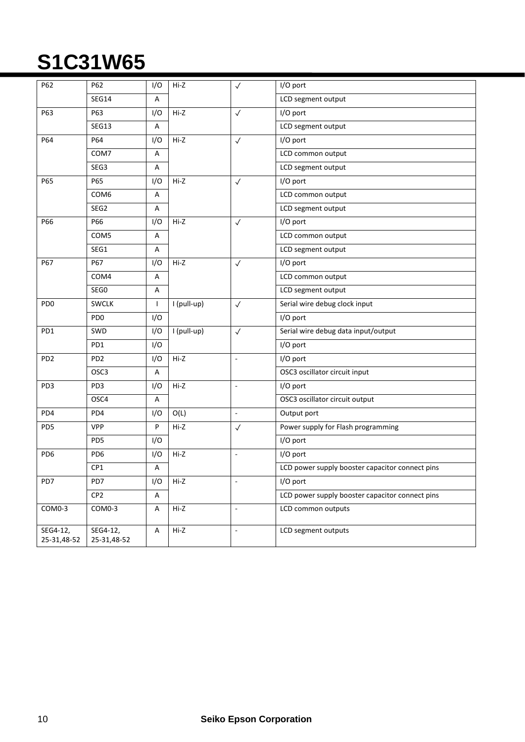| P62 | P62 | I/O | Hi-Z | ✓ | I/O port |
|---|---|---|---|---|---|
| | SEG14 | A | | | LCD segment output |
| P63 | P63 | I/O | Hi-Z | ✓ | I/O port |
| | SEG13 | A | | | LCD segment output |
| P64 | P64 | I/O | Hi-Z | ✓ | I/O port |
| | COM7 | A | | | LCD common output |
| | SEG3 | A | | | LCD segment output |
| P65 | P65 | I/O | Hi-Z | ✓ | I/O port |
| | COM6 | A | | | LCD common output |
| | SEG2 | A | | | LCD segment output |
| P66 | P66 | I/O | Hi-Z | ✓ | I/O port |
| | COM5 | A | | | LCD common output |
| | SEG1 | A | | | LCD segment output |
| P67 | P67 | I/O | Hi-Z | ✓ | I/O port |
| | COM4 | A | | | LCD common output |
| | SEG0 | A | | | LCD segment output |
| PD0 | SWCLK | I | I (pull-up) | ✓ | Serial wire debug clock input |
| | PD0 | I/O | | | I/O port |
| PD1 | SWD | I/O | I (pull-up) | ✓ | Serial wire debug data input/output |
| | PD1 | I/O | | | I/O port |
| PD2 | PD2 | I/O | Hi-Z | - | I/O port |
| | OSC3 | A | | | OSC3 oscillator circuit input |
| PD3 | PD3 | I/O | Hi-Z | - | I/O port |
| | OSC4 | A | | | OSC3 oscillator circuit output |
| PD4 | PD4 | I/O | O(L) | - | Output port |
| PD5 | VPP | P | Hi-Z | ✓ | Power supply for Flash programming |
| | PD5 | I/O | | | I/O port |
| PD6 | PD6 | I/O | Hi-Z | - | I/O port |
| | CP1 | A | | | LCD power supply booster capacitor connect pins |
| PD7 | PD7 | I/O | Hi-Z | - | I/O port |
| | CP2 | A | | | LCD power supply booster capacitor connect pins |
| COM0-3 | COM0-3 | A | Hi-Z | - | LCD common outputs |
| SEG4-12, 25-31,48-52 | SEG4-12, 25-31,48-52 | A | Hi-Z | - | LCD segment outputs |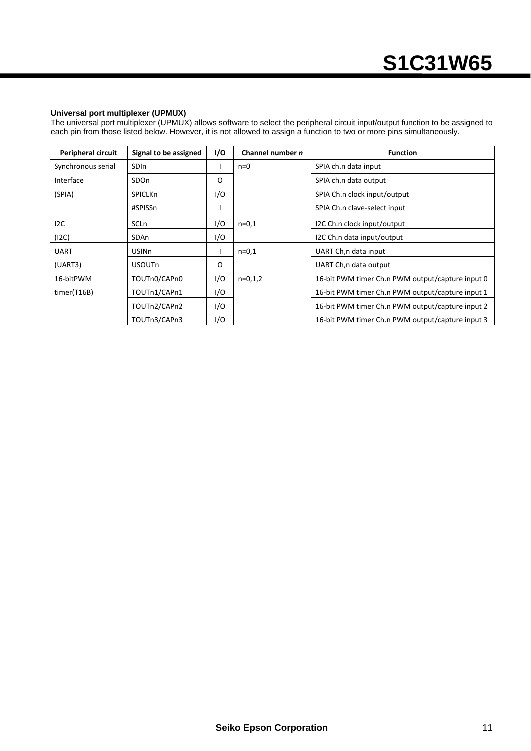**Universal port multiplexer (UPMUX)**

The universal port multiplexer (UPMUX) allows software to select the peripheral circuit input/output function to be assigned to each pin from those listed below. However, it is not allowed to assign a function to two or more pins simultaneously.

| Peripheral circuit | Signal to be assigned | I/O | Channel number *n* | Function |
|---|---|---|---|---|
| Synchronous serial Interface (SPIA) | SDIn | I | n=0 | SPIA ch.n data input |
| | SDOn | O | | SPIA ch.n data output |
| | SPICLKn | I/O | | SPIA Ch.n clock input/output |
| | #SPISSn | I | | SPIA Ch.n clave-select input |
| I2C (I2C) | SCLn | I/O | n=0,1 | I2C Ch.n clock input/output |
| | SDAn | I/O | | I2C Ch.n data input/output |
| UART (UART3) | USINn | I | n=0,1 | UART Ch,n data input |
| | USOUTn | O | | UART Ch,n data output |
| 16-bitPWM timer(T16B) | TOUTn0/CAPn0 | I/O | n=0,1,2 | 16-bit PWM timer Ch.n PWM output/capture input 0 |
| | TOUTn1/CAPn1 | I/O | | 16-bit PWM timer Ch.n PWM output/capture input 1 |
| | TOUTn2/CAPn2 | I/O | | 16-bit PWM timer Ch.n PWM output/capture input 2 |
| | TOUTn3/CAPn3 | I/O | | 16-bit PWM timer Ch.n PWM output/capture input 3 |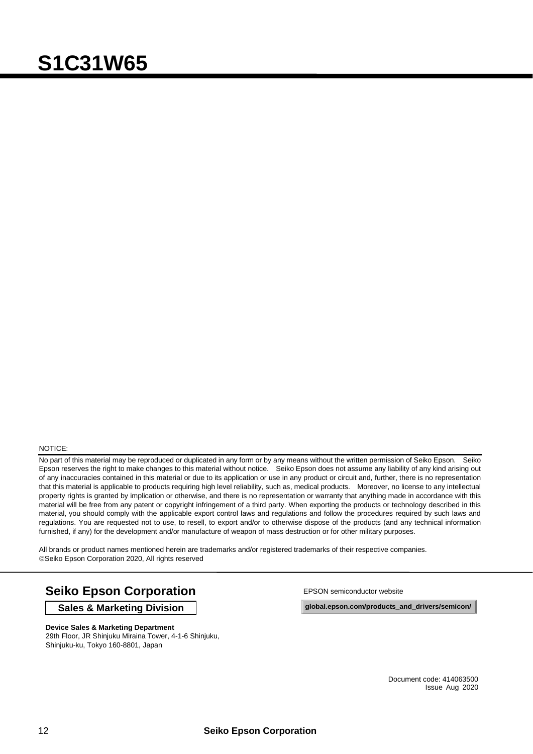# S1C31W65

NOTICE:

No part of this material may be reproduced or duplicated in any form or by any means without the written permission of Seiko Epson. Seiko Epson reserves the right to make changes to this material without notice. Seiko Epson does not assume any liability of any kind arising out of any inaccuracies contained in this material or due to its application or use in any product or circuit and, further, there is no representation that this material is applicable to products requiring high level reliability, such as, medical products. Moreover, no license to any intellectual property rights is granted by implication or otherwise, and there is no representation or warranty that anything made in accordance with this material will be free from any patent or copyright infringement of a third party. When exporting the products or technology described in this material, you should comply with the applicable export control laws and regulations and follow the procedures required by such laws and regulations. You are requested not to use, to resell, to export and/or to otherwise dispose of the products (and any technical information furnished, if any) for the development and/or manufacture of weapon of mass destruction or for other military purposes.

All brands or product names mentioned herein are trademarks and/or registered trademarks of their respective companies.
©Seiko Epson Corporation 2020, All rights reserved

## Seiko Epson Corporation

**Sales & Marketing Division**

**Device Sales & Marketing Department**
29th Floor, JR Shinjuku Miraina Tower, 4-1-6 Shinjuku,
Shinjuku-ku, Tokyo 160-8801, Japan

EPSON semiconductor website

**global.epson.com/products_and_drivers/semicon/**

Document code: 414063500
Issue Aug 2020